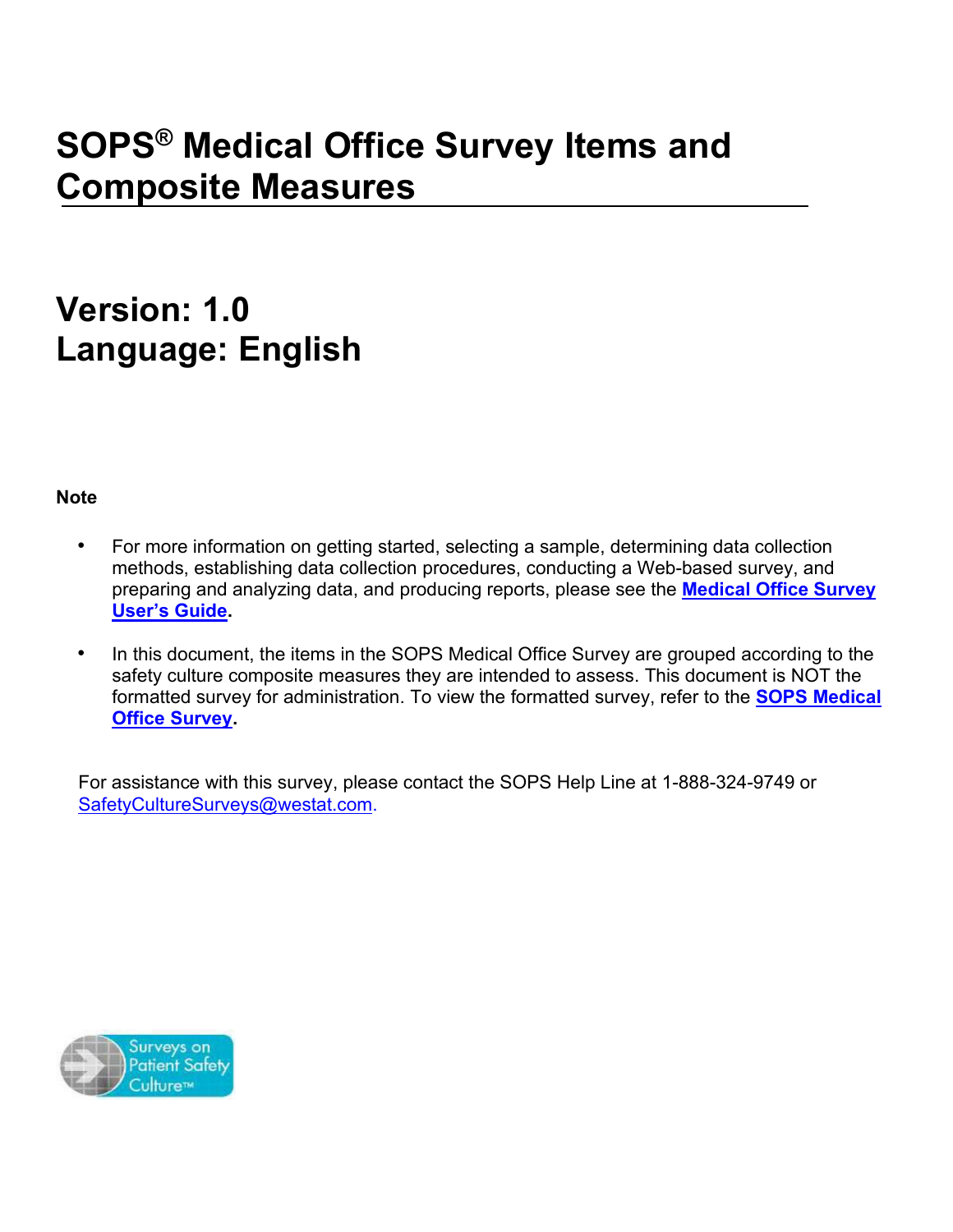# SOPS® Medical Office Survey Items and Composite Measures

## Version: 1.0
## Language: English

**Note**

- For more information on getting started, selecting a sample, determining data collection methods, establishing data collection procedures, conducting a Web-based survey, and preparing and analyzing data, and producing reports, please see the **Medical Office Survey User's Guide**.

- In this document, the items in the SOPS Medical Office Survey are grouped according to the safety culture composite measures they are intended to assess. This document is NOT the formatted survey for administration. To view the formatted survey, refer to the **SOPS Medical Office Survey**.

For assistance with this survey, please contact the SOPS Help Line at 1-888-324-9749 or SafetyCultureSurveys@westat.com.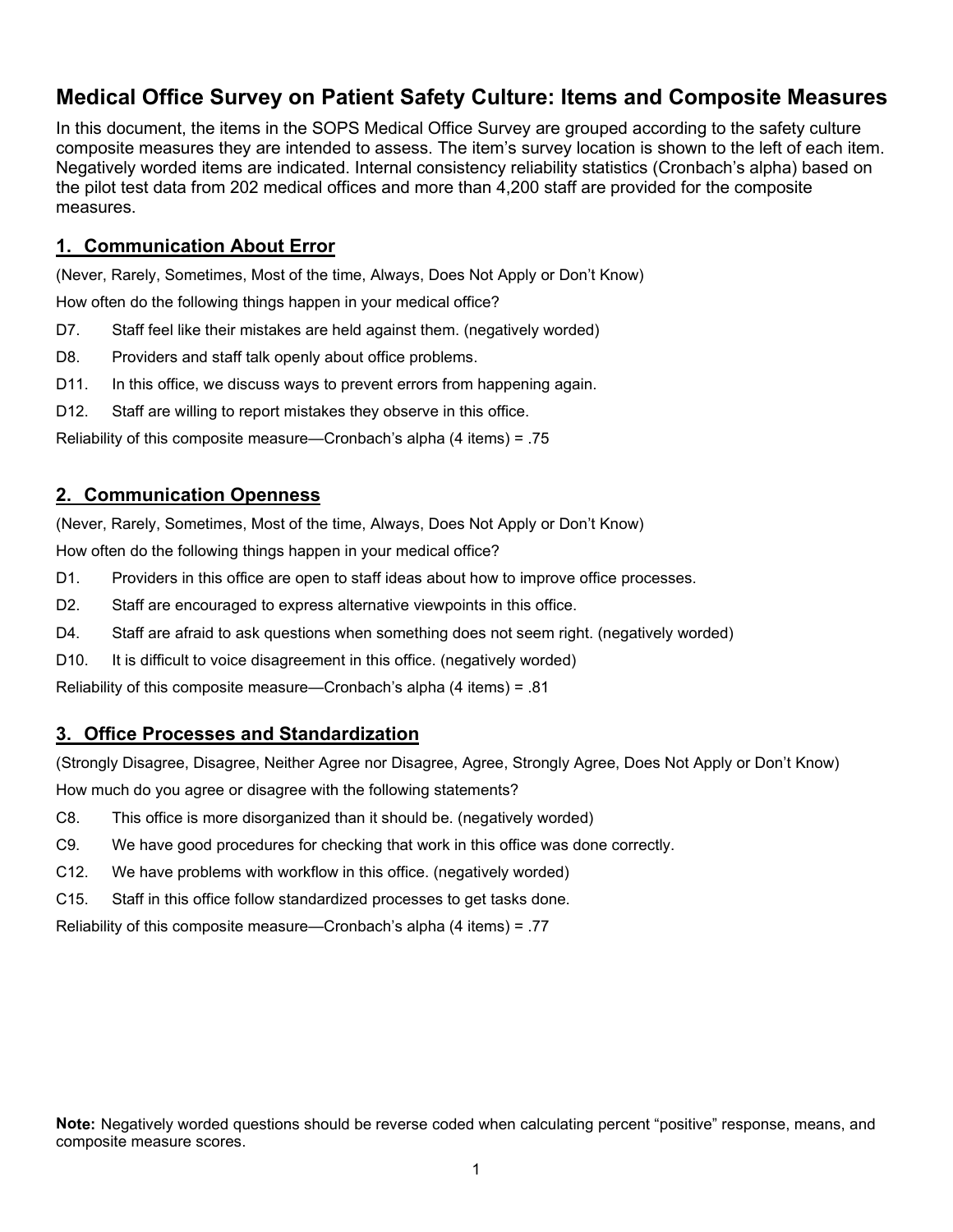# Medical Office Survey on Patient Safety Culture: Items and Composite Measures

In this document, the items in the SOPS Medical Office Survey are grouped according to the safety culture composite measures they are intended to assess. The item's survey location is shown to the left of each item. Negatively worded items are indicated. Internal consistency reliability statistics (Cronbach's alpha) based on the pilot test data from 202 medical offices and more than 4,200 staff are provided for the composite measures.

## 1. Communication About Error

(Never, Rarely, Sometimes, Most of the time, Always, Does Not Apply or Don't Know)

How often do the following things happen in your medical office?

D7. Staff feel like their mistakes are held against them. (negatively worded)

D8. Providers and staff talk openly about office problems.

D11. In this office, we discuss ways to prevent errors from happening again.

D12. Staff are willing to report mistakes they observe in this office.

Reliability of this composite measure—Cronbach's alpha (4 items) = .75

## 2. Communication Openness

(Never, Rarely, Sometimes, Most of the time, Always, Does Not Apply or Don't Know)

How often do the following things happen in your medical office?

D1. Providers in this office are open to staff ideas about how to improve office processes.

D2. Staff are encouraged to express alternative viewpoints in this office.

D4. Staff are afraid to ask questions when something does not seem right. (negatively worded)

D10. It is difficult to voice disagreement in this office. (negatively worded)

Reliability of this composite measure—Cronbach's alpha (4 items) = .81

## 3. Office Processes and Standardization

(Strongly Disagree, Disagree, Neither Agree nor Disagree, Agree, Strongly Agree, Does Not Apply or Don't Know)

How much do you agree or disagree with the following statements?

C8. This office is more disorganized than it should be. (negatively worded)

C9. We have good procedures for checking that work in this office was done correctly.

C12. We have problems with workflow in this office. (negatively worded)

C15. Staff in this office follow standardized processes to get tasks done.

Reliability of this composite measure—Cronbach's alpha (4 items) = .77

**Note:** Negatively worded questions should be reverse coded when calculating percent "positive" response, means, and composite measure scores.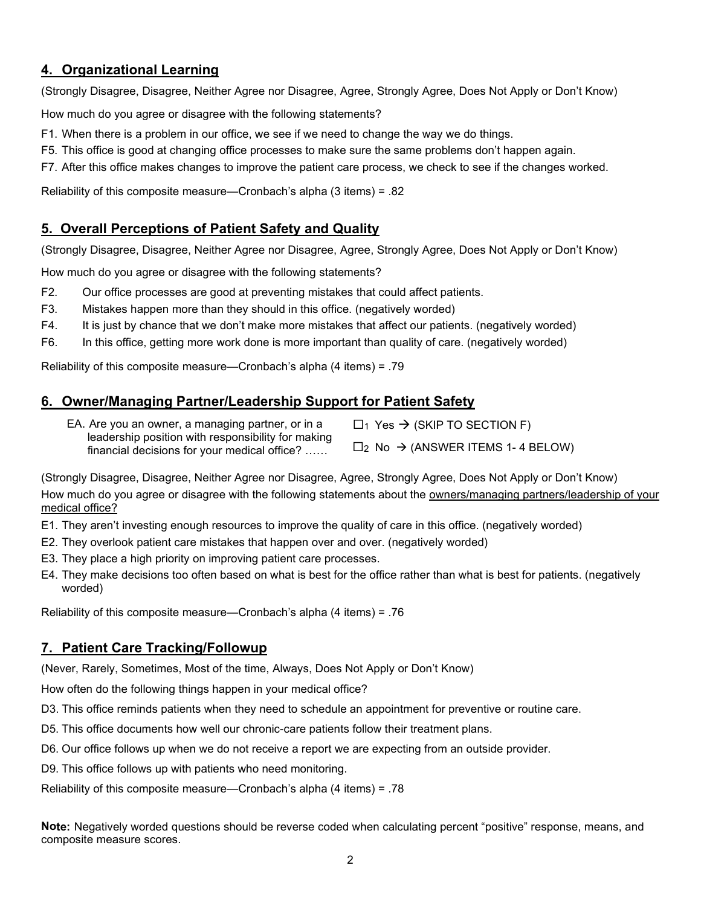## 4. Organizational Learning

(Strongly Disagree, Disagree, Neither Agree nor Disagree, Agree, Strongly Agree, Does Not Apply or Don't Know)

How much do you agree or disagree with the following statements?

F1. When there is a problem in our office, we see if we need to change the way we do things.

F5. This office is good at changing office processes to make sure the same problems don't happen again.

F7. After this office makes changes to improve the patient care process, we check to see if the changes worked.

Reliability of this composite measure—Cronbach's alpha (3 items) = .82

## 5. Overall Perceptions of Patient Safety and Quality

(Strongly Disagree, Disagree, Neither Agree nor Disagree, Agree, Strongly Agree, Does Not Apply or Don't Know)

How much do you agree or disagree with the following statements?

F2. Our office processes are good at preventing mistakes that could affect patients.

F3. Mistakes happen more than they should in this office. (negatively worded)

F4. It is just by chance that we don't make more mistakes that affect our patients. (negatively worded)

F6. In this office, getting more work done is more important than quality of care. (negatively worded)

Reliability of this composite measure—Cronbach's alpha (4 items) = .79

## 6. Owner/Managing Partner/Leadership Support for Patient Safety

EA. Are you an owner, a managing partner, or in a leadership position with responsibility for making financial decisions for your medical office? ……

☐1 Yes → (SKIP TO SECTION F)

☐2 No → (ANSWER ITEMS 1- 4 BELOW)

(Strongly Disagree, Disagree, Neither Agree nor Disagree, Agree, Strongly Agree, Does Not Apply or Don't Know)

How much do you agree or disagree with the following statements about the owners/managing partners/leadership of your medical office?

E1. They aren't investing enough resources to improve the quality of care in this office. (negatively worded)

E2. They overlook patient care mistakes that happen over and over. (negatively worded)

E3. They place a high priority on improving patient care processes.

E4. They make decisions too often based on what is best for the office rather than what is best for patients. (negatively worded)

Reliability of this composite measure—Cronbach's alpha (4 items) = .76

## 7. Patient Care Tracking/Followup

(Never, Rarely, Sometimes, Most of the time, Always, Does Not Apply or Don't Know)

How often do the following things happen in your medical office?

D3. This office reminds patients when they need to schedule an appointment for preventive or routine care.

D5. This office documents how well our chronic-care patients follow their treatment plans.

D6. Our office follows up when we do not receive a report we are expecting from an outside provider.

D9. This office follows up with patients who need monitoring.

Reliability of this composite measure—Cronbach's alpha (4 items) = .78

**Note:** Negatively worded questions should be reverse coded when calculating percent "positive" response, means, and composite measure scores.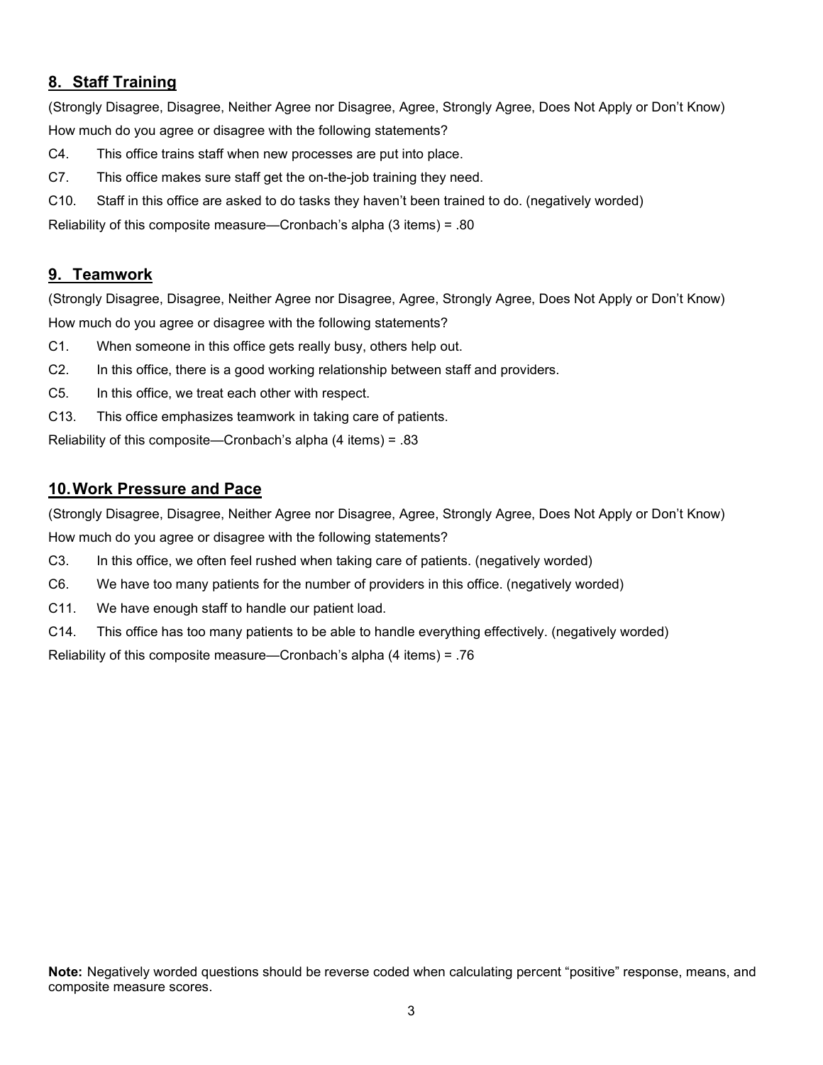## 8. Staff Training

(Strongly Disagree, Disagree, Neither Agree nor Disagree, Agree, Strongly Agree, Does Not Apply or Don't Know)

How much do you agree or disagree with the following statements?

C4. This office trains staff when new processes are put into place.

C7. This office makes sure staff get the on-the-job training they need.

C10. Staff in this office are asked to do tasks they haven't been trained to do. (negatively worded)

Reliability of this composite measure—Cronbach's alpha (3 items) = .80

## 9. Teamwork

(Strongly Disagree, Disagree, Neither Agree nor Disagree, Agree, Strongly Agree, Does Not Apply or Don't Know)

How much do you agree or disagree with the following statements?

C1. When someone in this office gets really busy, others help out.

C2. In this office, there is a good working relationship between staff and providers.

C5. In this office, we treat each other with respect.

C13. This office emphasizes teamwork in taking care of patients.

Reliability of this composite—Cronbach's alpha (4 items) = .83

## 10. Work Pressure and Pace

(Strongly Disagree, Disagree, Neither Agree nor Disagree, Agree, Strongly Agree, Does Not Apply or Don't Know)

How much do you agree or disagree with the following statements?

C3. In this office, we often feel rushed when taking care of patients. (negatively worded)

C6. We have too many patients for the number of providers in this office. (negatively worded)

C11. We have enough staff to handle our patient load.

C14. This office has too many patients to be able to handle everything effectively. (negatively worded)

Reliability of this composite measure—Cronbach's alpha (4 items) = .76

**Note:** Negatively worded questions should be reverse coded when calculating percent "positive" response, means, and composite measure scores.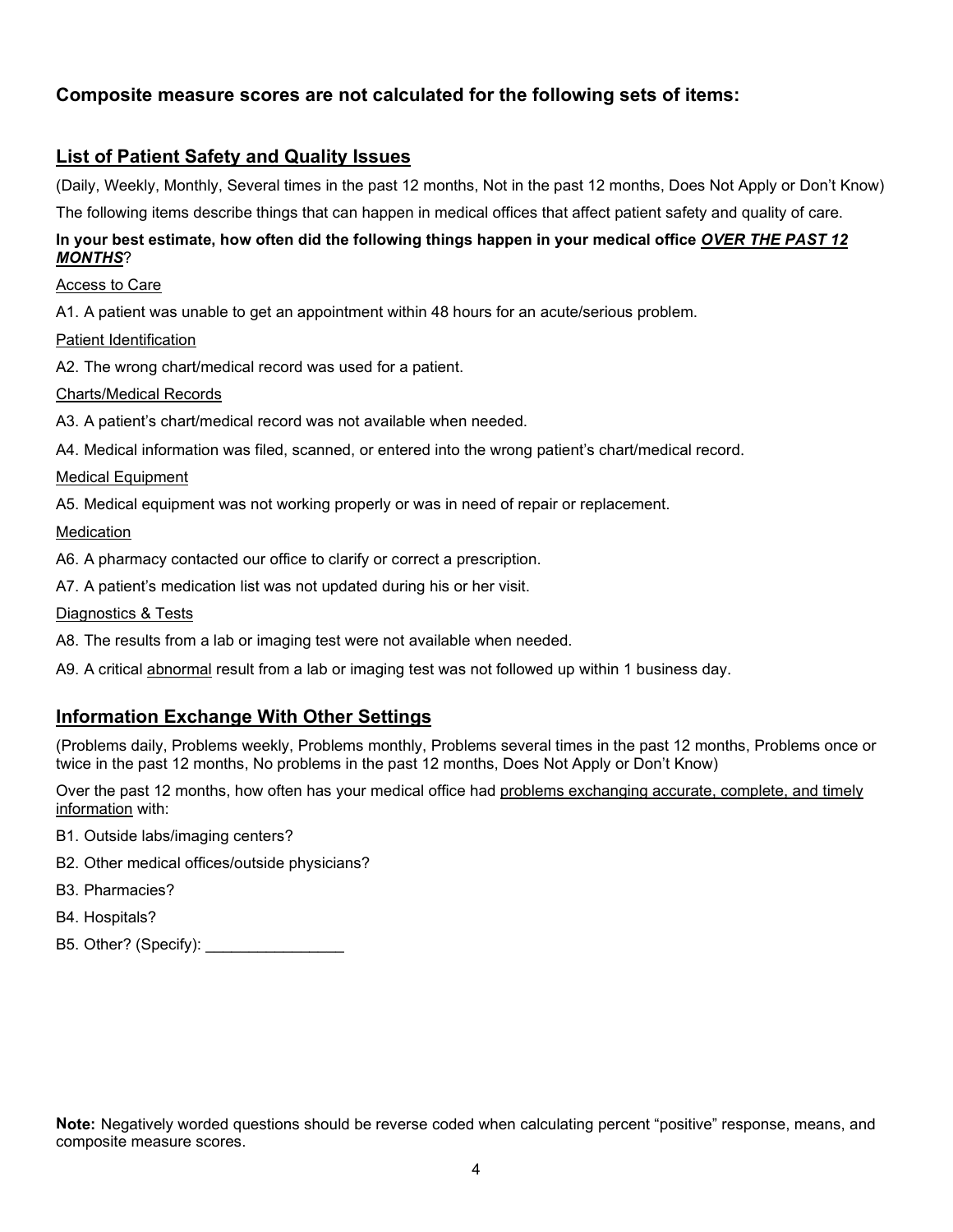### Composite measure scores are not calculated for the following sets of items:

## List of Patient Safety and Quality Issues

(Daily, Weekly, Monthly, Several times in the past 12 months, Not in the past 12 months, Does Not Apply or Don't Know)

The following items describe things that can happen in medical offices that affect patient safety and quality of care.

**In your best estimate, how often did the following things happen in your medical office *OVER THE PAST 12 MONTHS*?**

Access to Care

A1. A patient was unable to get an appointment within 48 hours for an acute/serious problem.

Patient Identification

A2. The wrong chart/medical record was used for a patient.

Charts/Medical Records

A3. A patient's chart/medical record was not available when needed.

A4. Medical information was filed, scanned, or entered into the wrong patient's chart/medical record.

Medical Equipment

A5. Medical equipment was not working properly or was in need of repair or replacement.

Medication

A6. A pharmacy contacted our office to clarify or correct a prescription.

A7. A patient's medication list was not updated during his or her visit.

Diagnostics & Tests

A8. The results from a lab or imaging test were not available when needed.

A9. A critical abnormal result from a lab or imaging test was not followed up within 1 business day.

## Information Exchange With Other Settings

(Problems daily, Problems weekly, Problems monthly, Problems several times in the past 12 months, Problems once or twice in the past 12 months, No problems in the past 12 months, Does Not Apply or Don't Know)

Over the past 12 months, how often has your medical office had problems exchanging accurate, complete, and timely information with:

B1. Outside labs/imaging centers?

B2. Other medical offices/outside physicians?

B3. Pharmacies?

B4. Hospitals?

B5. Other? (Specify): ________________

**Note:** Negatively worded questions should be reverse coded when calculating percent "positive" response, means, and composite measure scores.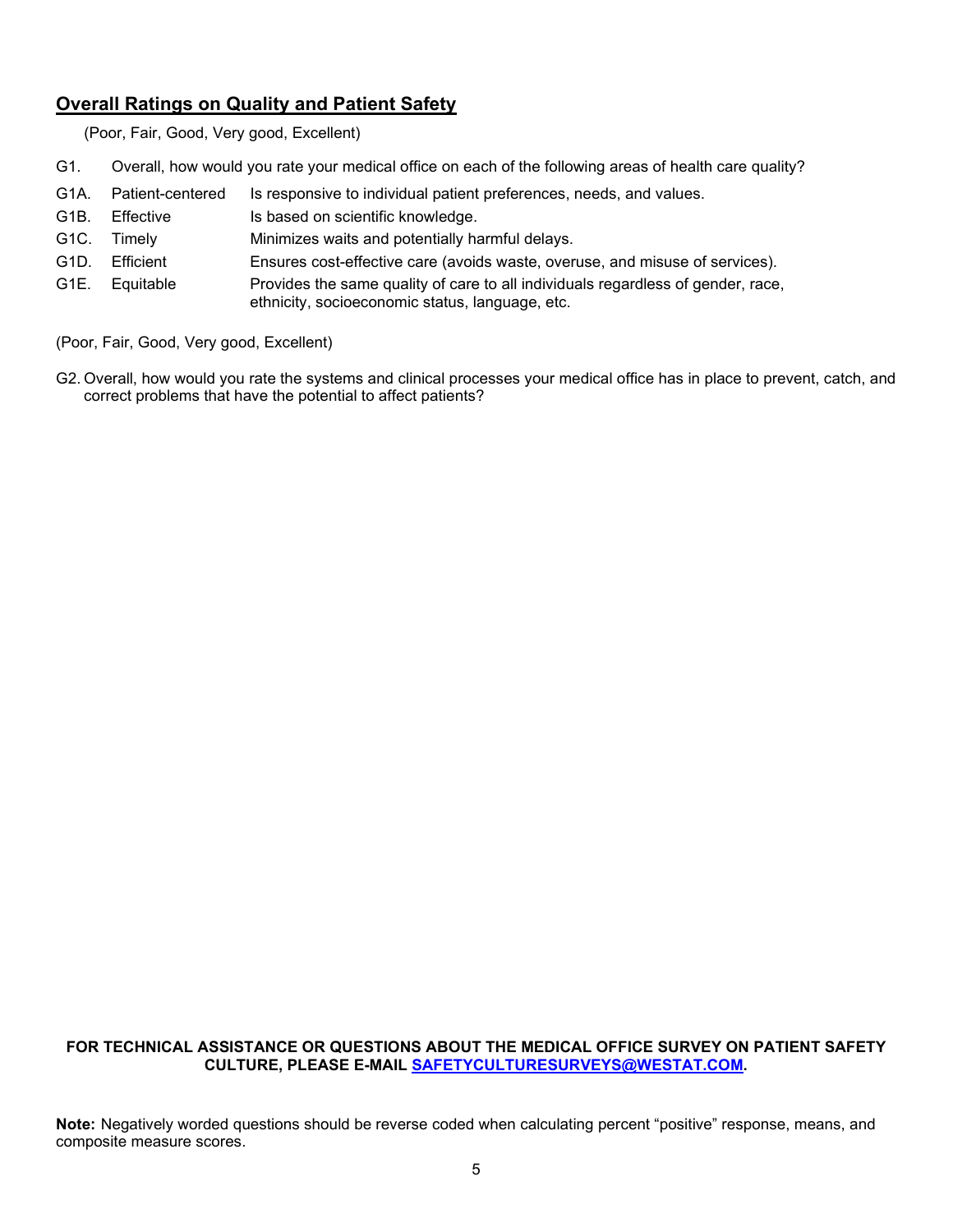## Overall Ratings on Quality and Patient Safety

(Poor, Fair, Good, Very good, Excellent)

G1. Overall, how would you rate your medical office on each of the following areas of health care quality?

| | | |
|---|---|---|
| G1A. | Patient-centered | Is responsive to individual patient preferences, needs, and values. |
| G1B. | Effective | Is based on scientific knowledge. |
| G1C. | Timely | Minimizes waits and potentially harmful delays. |
| G1D. | Efficient | Ensures cost-effective care (avoids waste, overuse, and misuse of services). |
| G1E. | Equitable | Provides the same quality of care to all individuals regardless of gender, race, ethnicity, socioeconomic status, language, etc. |

(Poor, Fair, Good, Very good, Excellent)

G2. Overall, how would you rate the systems and clinical processes your medical office has in place to prevent, catch, and correct problems that have the potential to affect patients?

**FOR TECHNICAL ASSISTANCE OR QUESTIONS ABOUT THE MEDICAL OFFICE SURVEY ON PATIENT SAFETY CULTURE, PLEASE E-MAIL SAFETYCULTURESURVEYS@WESTAT.COM.**

**Note:** Negatively worded questions should be reverse coded when calculating percent "positive" response, means, and composite measure scores.